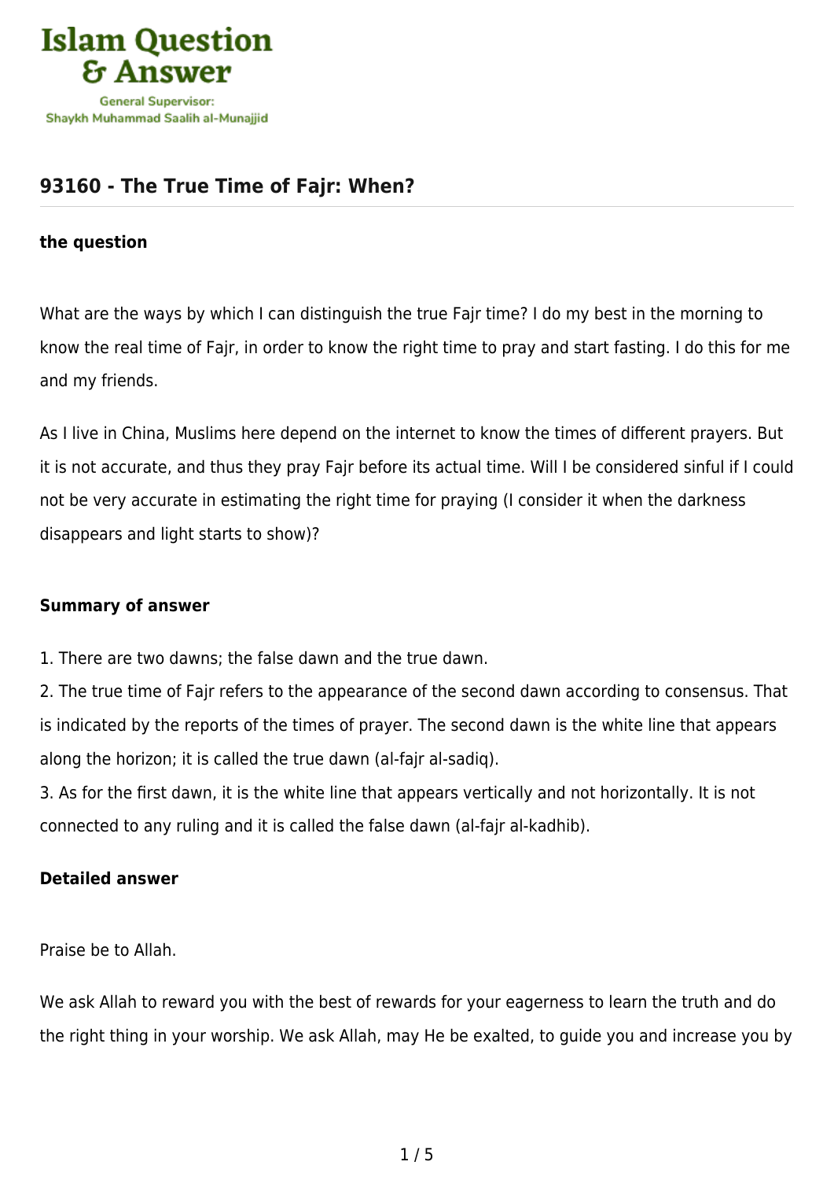# 93160 - The True Time of Fajr: When?

### the question

What are the ways by which I can distinguish the true Fajr time? I do my best in the morning to know the real time of Fajr, in order to know the right time to pray and start fasting. I do this for me and my friends.

As I live in China, Muslims here depend on the internet to know the times of different prayers. But it is not accurate, and thus they pray Fajr before its actual time. Will I be considered sinful if I could not be very accurate in estimating the right time for praying (I consider it when the darkness disappears and light starts to show)?

### Summary of answer

1. There are two dawns; the false dawn and the true dawn.
2. The true time of Fajr refers to the appearance of the second dawn according to consensus. That is indicated by the reports of the times of prayer. The second dawn is the white line that appears along the horizon; it is called the true dawn (al-fajr al-sadiq).
3. As for the first dawn, it is the white line that appears vertically and not horizontally. It is not connected to any ruling and it is called the false dawn (al-fajr al-kadhib).

### Detailed answer

Praise be to Allah.

We ask Allah to reward you with the best of rewards for your eagerness to learn the truth and do the right thing in your worship. We ask Allah, may He be exalted, to guide you and increase you by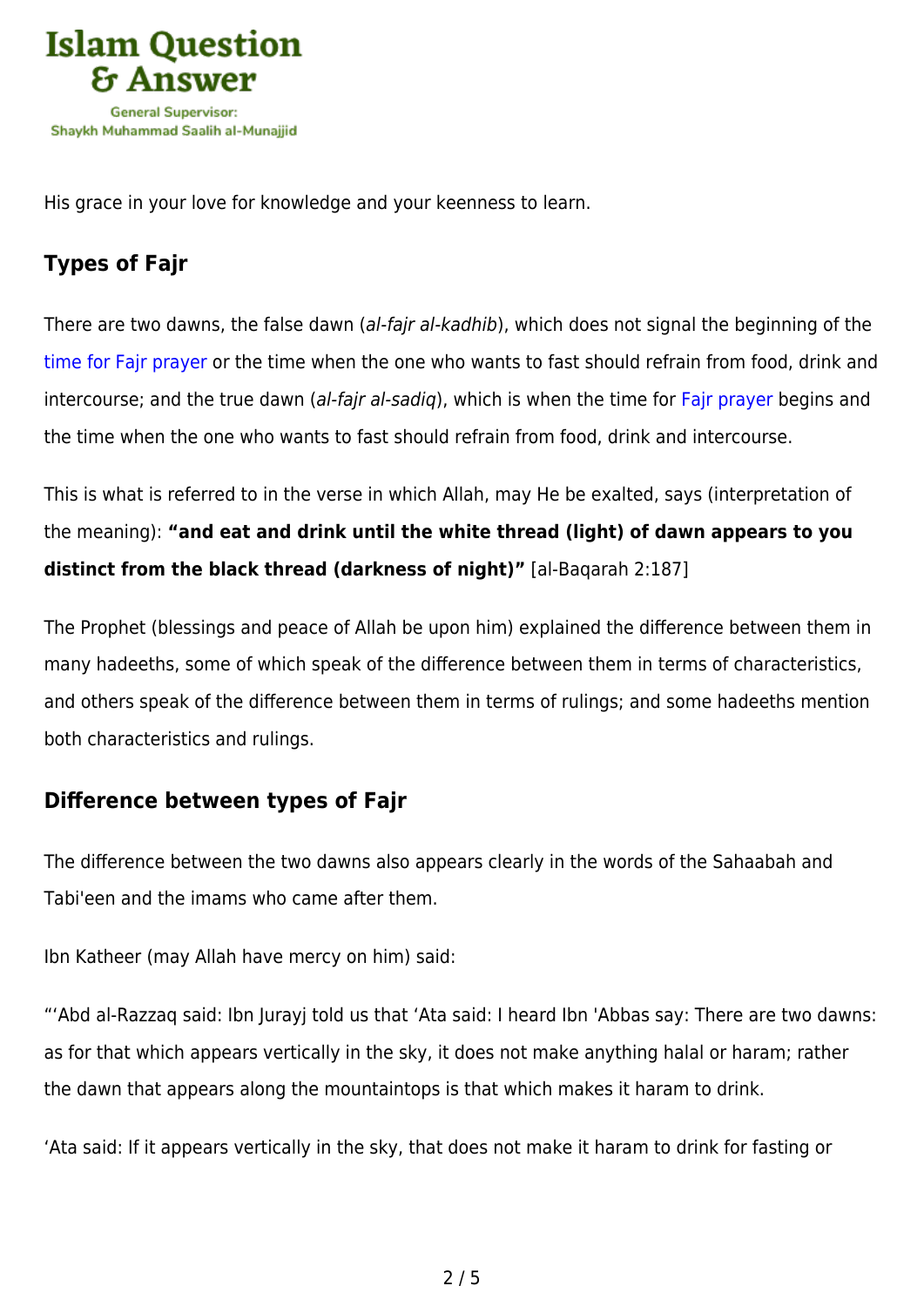His grace in your love for knowledge and your keenness to learn.

## Types of Fajr

There are two dawns, the false dawn (*al-fajr al-kadhib*), which does not signal the beginning of the time for Fajr prayer or the time when the one who wants to fast should refrain from food, drink and intercourse; and the true dawn (*al-fajr al-sadiq*), which is when the time for Fajr prayer begins and the time when the one who wants to fast should refrain from food, drink and intercourse.

This is what is referred to in the verse in which Allah, may He be exalted, says (interpretation of the meaning): **"and eat and drink until the white thread (light) of dawn appears to you distinct from the black thread (darkness of night)"** [al-Baqarah 2:187]

The Prophet (blessings and peace of Allah be upon him) explained the difference between them in many hadeeths, some of which speak of the difference between them in terms of characteristics, and others speak of the difference between them in terms of rulings; and some hadeeths mention both characteristics and rulings.

## Difference between types of Fajr

The difference between the two dawns also appears clearly in the words of the Sahaabah and Tabi'een and the imams who came after them.

Ibn Katheer (may Allah have mercy on him) said:

"'Abd al-Razzaq said: Ibn Jurayj told us that 'Ata said: I heard Ibn 'Abbas say: There are two dawns: as for that which appears vertically in the sky, it does not make anything halal or haram; rather the dawn that appears along the mountaintops is that which makes it haram to drink.

'Ata said: If it appears vertically in the sky, that does not make it haram to drink for fasting or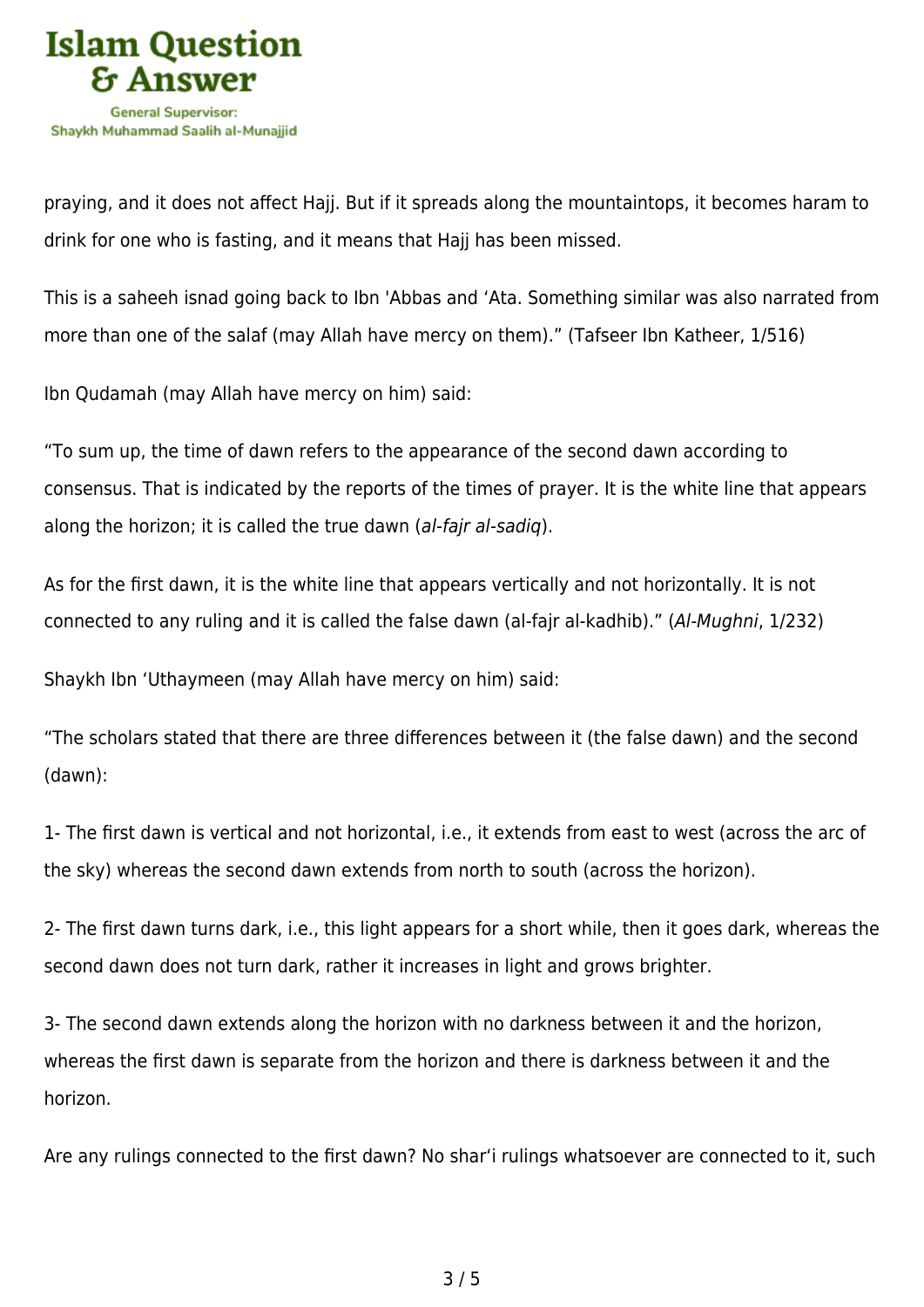praying, and it does not affect Hajj. But if it spreads along the mountaintops, it becomes haram to drink for one who is fasting, and it means that Hajj has been missed.

This is a saheeh isnad going back to Ibn 'Abbas and ‘Ata. Something similar was also narrated from more than one of the salaf (may Allah have mercy on them).” (Tafseer Ibn Katheer, 1/516)

Ibn Qudamah (may Allah have mercy on him) said:

“To sum up, the time of dawn refers to the appearance of the second dawn according to consensus. That is indicated by the reports of the times of prayer. It is the white line that appears along the horizon; it is called the true dawn (*al-fajr al-sadiq*).

As for the first dawn, it is the white line that appears vertically and not horizontally. It is not connected to any ruling and it is called the false dawn (al-fajr al-kadhib).” (*Al-Mughni*, 1/232)

Shaykh Ibn ‘Uthaymeen (may Allah have mercy on him) said:

“The scholars stated that there are three differences between it (the false dawn) and the second (dawn):

1- The first dawn is vertical and not horizontal, i.e., it extends from east to west (across the arc of the sky) whereas the second dawn extends from north to south (across the horizon).

2- The first dawn turns dark, i.e., this light appears for a short while, then it goes dark, whereas the second dawn does not turn dark, rather it increases in light and grows brighter.

3- The second dawn extends along the horizon with no darkness between it and the horizon, whereas the first dawn is separate from the horizon and there is darkness between it and the horizon.

Are any rulings connected to the first dawn? No shar‘i rulings whatsoever are connected to it, such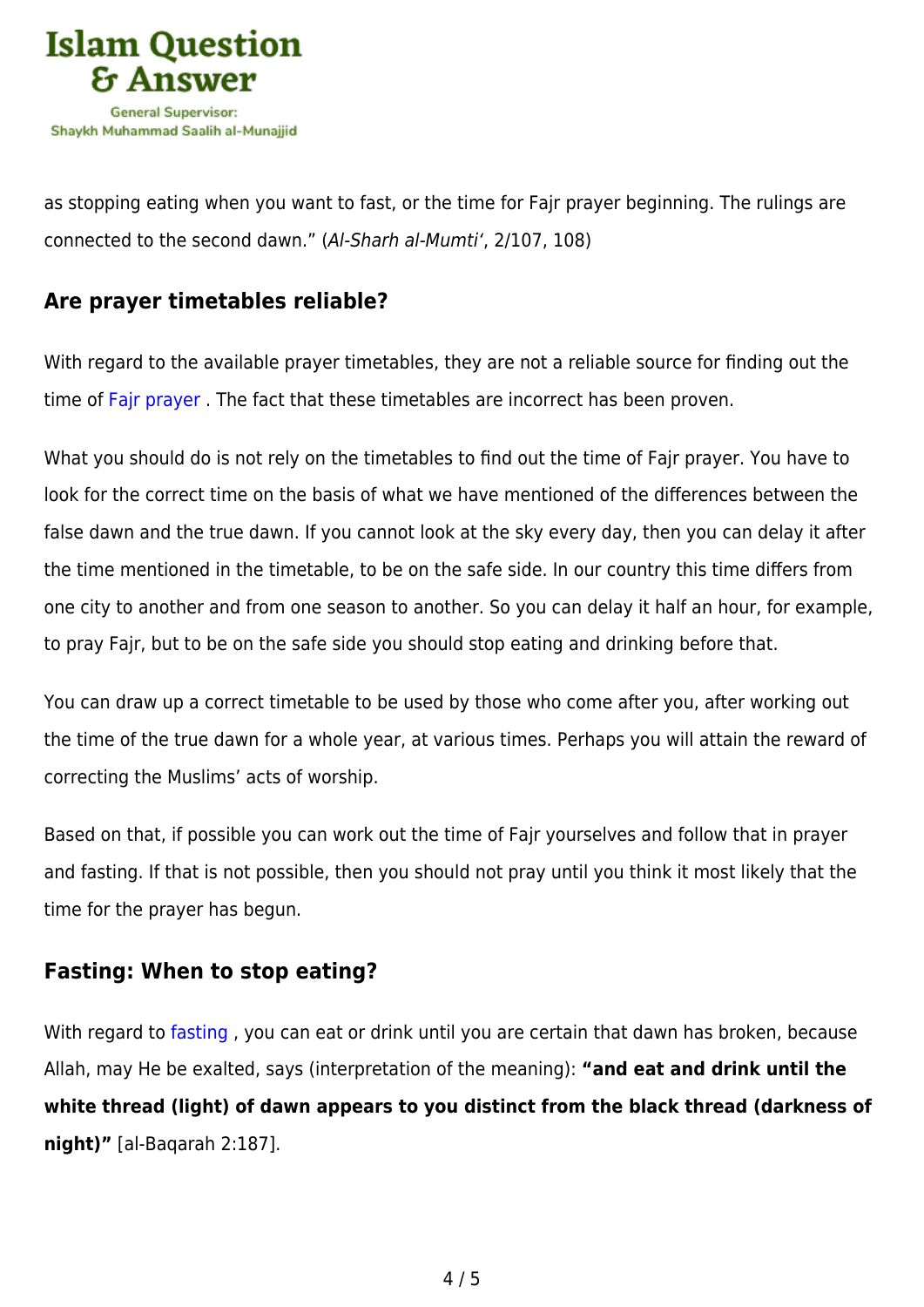as stopping eating when you want to fast, or the time for Fajr prayer beginning. The rulings are connected to the second dawn." (*Al-Sharh al-Mumti'*, 2/107, 108)

## Are prayer timetables reliable?

With regard to the available prayer timetables, they are not a reliable source for finding out the time of Fajr prayer . The fact that these timetables are incorrect has been proven.

What you should do is not rely on the timetables to find out the time of Fajr prayer. You have to look for the correct time on the basis of what we have mentioned of the differences between the false dawn and the true dawn. If you cannot look at the sky every day, then you can delay it after the time mentioned in the timetable, to be on the safe side. In our country this time differs from one city to another and from one season to another. So you can delay it half an hour, for example, to pray Fajr, but to be on the safe side you should stop eating and drinking before that.

You can draw up a correct timetable to be used by those who come after you, after working out the time of the true dawn for a whole year, at various times. Perhaps you will attain the reward of correcting the Muslims' acts of worship.

Based on that, if possible you can work out the time of Fajr yourselves and follow that in prayer and fasting. If that is not possible, then you should not pray until you think it most likely that the time for the prayer has begun.

## Fasting: When to stop eating?

With regard to fasting , you can eat or drink until you are certain that dawn has broken, because Allah, may He be exalted, says (interpretation of the meaning): **"and eat and drink until the white thread (light) of dawn appears to you distinct from the black thread (darkness of night)"** [al-Baqarah 2:187].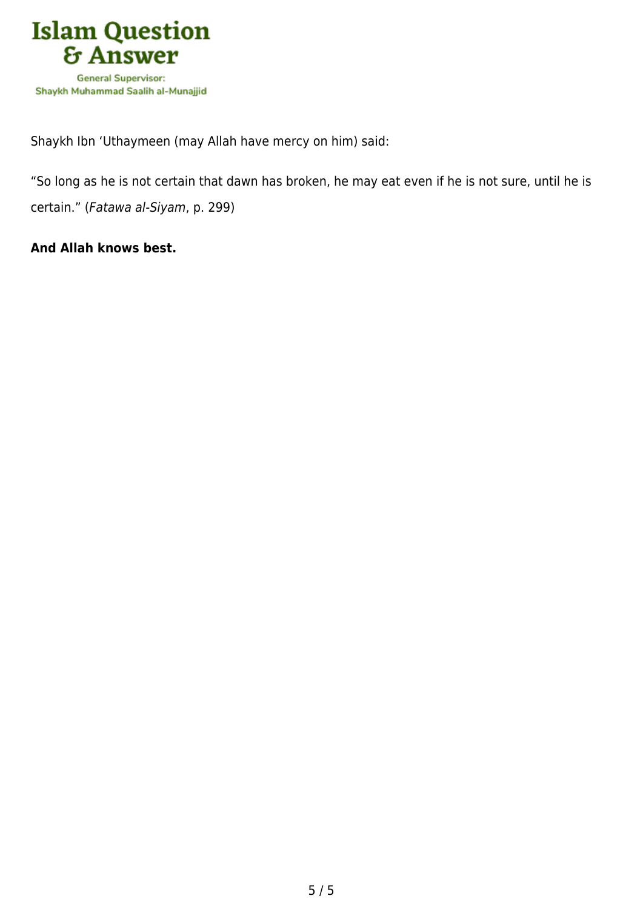Shaykh Ibn ‘Uthaymeen (may Allah have mercy on him) said:

“So long as he is not certain that dawn has broken, he may eat even if he is not sure, until he is certain.” (*Fatawa al-Siyam*, p. 299)

**And Allah knows best.**